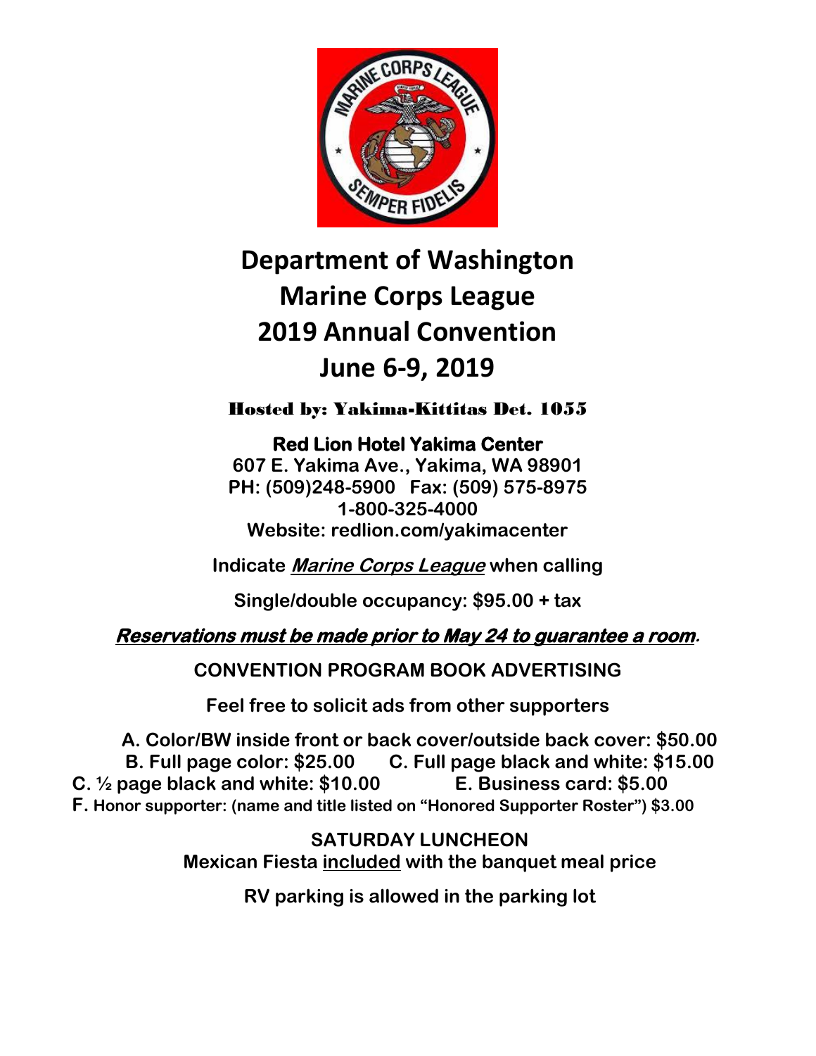# Department of Washington
# Marine Corps League
# 2019 Annual Convention
# June 6-9, 2019

**Hosted by: Yakima-Kittitas Det. 1055**

**Red Lion Hotel Yakima Center**
**607 E. Yakima Ave., Yakima, WA 98901**
**PH: (509)248-5900 Fax: (509) 575-8975**
**1-800-325-4000**
**Website: redlion.com/yakimacenter**

**Indicate *Marine Corps League* when calling**

**Single/double occupancy: $95.00 + tax**

***Reservations must be made prior to May 24 to guarantee a room.***

## CONVENTION PROGRAM BOOK ADVERTISING

**Feel free to solicit ads from other supporters**

**A. Color/BW inside front or back cover/outside back cover: $50.00**
**B. Full page color: $25.00 C. Full page black and white: $15.00**
**C. ½ page black and white: $10.00 E. Business card: $5.00**
**F. Honor supporter: (name and title listed on "Honored Supporter Roster") $3.00**

## SATURDAY LUNCHEON

**Mexican Fiesta included with the banquet meal price**

**RV parking is allowed in the parking lot**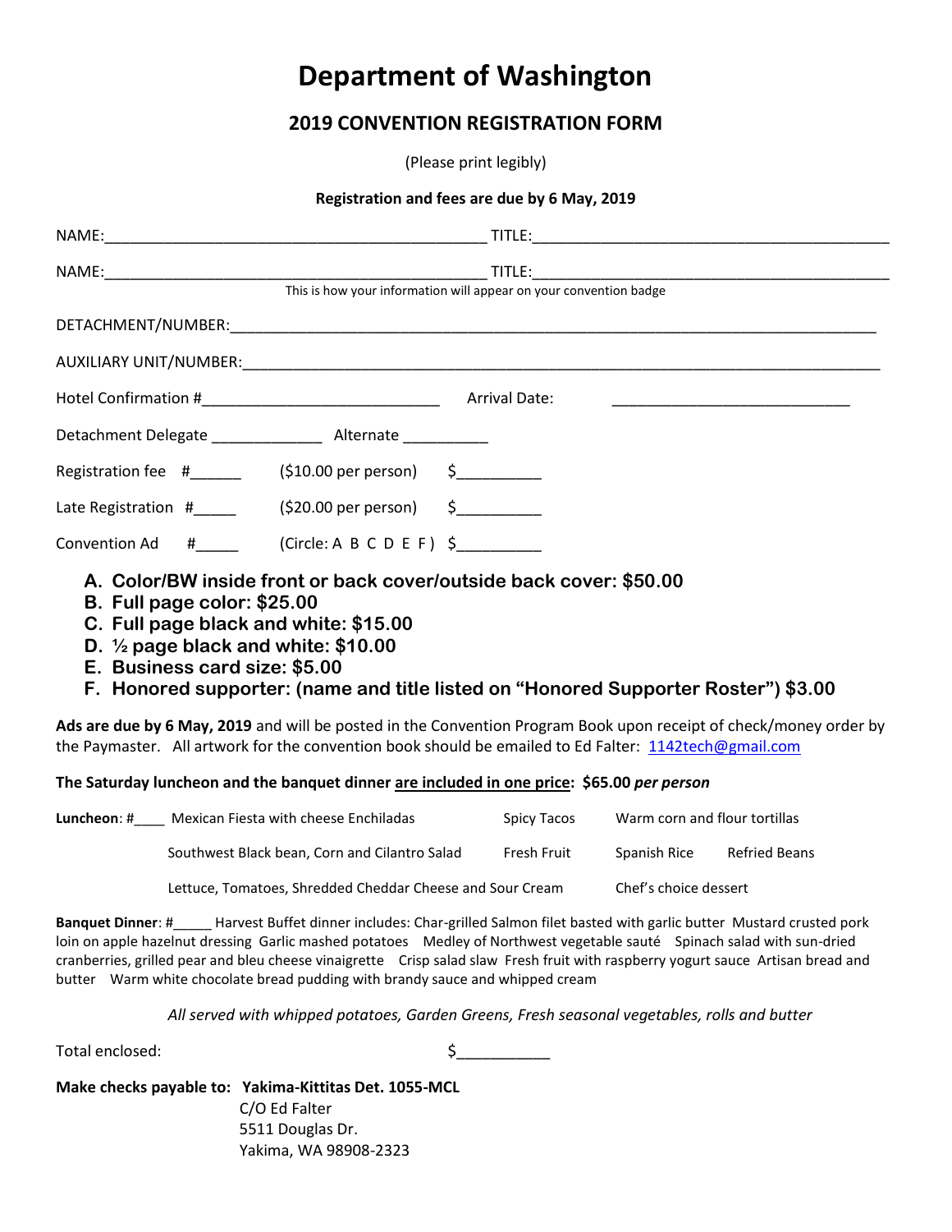# Department of Washington

## 2019 CONVENTION REGISTRATION FORM

(Please print legibly)

**Registration and fees are due by 6 May, 2019**

NAME:_____________________________________________ TITLE:__________________________________________

NAME:_____________________________________________ TITLE:__________________________________________

This is how your information will appear on your convention badge

DETACHMENT/NUMBER:____________________________________________________________________________

AUXILIARY UNIT/NUMBER:_________________________________________________________________________

Hotel Confirmation #___________________________ Arrival Date: ___________________________

Detachment Delegate _____________ Alternate __________

Registration fee #______ ($10.00 per person) $__________

Late Registration #_____ ($20.00 per person) $__________

Convention Ad #_____ (Circle: A B C D E F) $__________

- **A. Color/BW inside front or back cover/outside back cover: $50.00**
- **B. Full page color: $25.00**
- **C. Full page black and white: $15.00**
- **D. ½ page black and white: $10.00**
- **E. Business card size: $5.00**
- **F. Honored supporter: (name and title listed on "Honored Supporter Roster") $3.00**

**Ads are due by 6 May, 2019** and will be posted in the Convention Program Book upon receipt of check/money order by the Paymaster. All artwork for the convention book should be emailed to Ed Falter: 1142tech@gmail.com

**The Saturday luncheon and the banquet dinner are included in one price: $65.00 *per person***

**Luncheon**: #____ Mexican Fiesta with cheese Enchiladas Spicy Tacos Warm corn and flour tortillas

Southwest Black bean, Corn and Cilantro Salad Fresh Fruit Spanish Rice Refried Beans

Lettuce, Tomatoes, Shredded Cheddar Cheese and Sour Cream Chef's choice dessert

**Banquet Dinner**: #_____ Harvest Buffet dinner includes: Char-grilled Salmon filet basted with garlic butter Mustard crusted pork loin on apple hazelnut dressing Garlic mashed potatoes Medley of Northwest vegetable sauté Spinach salad with sun-dried cranberries, grilled pear and bleu cheese vinaigrette Crisp salad slaw Fresh fruit with raspberry yogurt sauce Artisan bread and butter Warm white chocolate bread pudding with brandy sauce and whipped cream

*All served with whipped potatoes, Garden Greens, Fresh seasonal vegetables, rolls and butter*

Total enclosed: $___________

**Make checks payable to: Yakima-Kittitas Det. 1055-MCL**
C/O Ed Falter
5511 Douglas Dr.
Yakima, WA 98908-2323